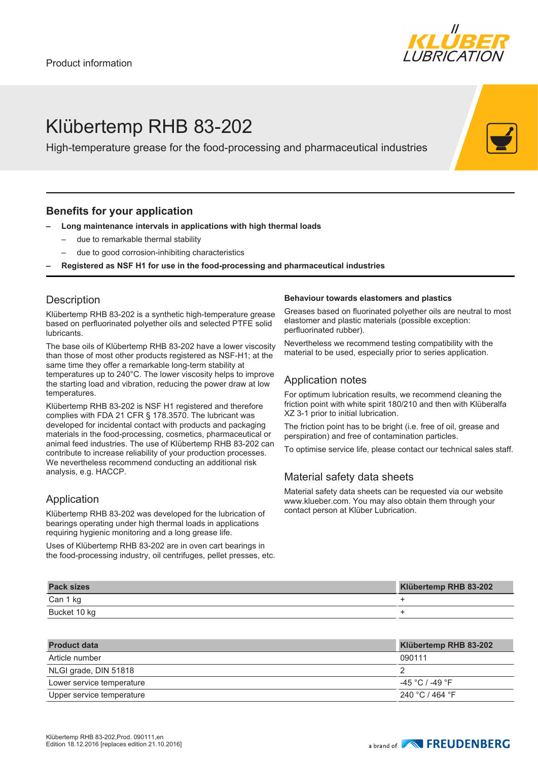Product information

# Klübertemp RHB 83-202

High-temperature grease for the food-processing and pharmaceutical industries

## Benefits for your application

- **Long maintenance intervals in applications with high thermal loads**
  - due to remarkable thermal stability
  - due to good corrosion-inhibiting characteristics
- **Registered as NSF H1 for use in the food-processing and pharmaceutical industries**

## Description

Klübertemp RHB 83-202 is a synthetic high-temperature grease based on perfluorinated polyether oils and selected PTFE solid lubricants.

The base oils of Klübertemp RHB 83-202 have a lower viscosity than those of most other products registered as NSF-H1; at the same time they offer a remarkable long-term stability at temperatures up to 240°C. The lower viscosity helps to improve the starting load and vibration, reducing the power draw at low temperatures.

Klübertemp RHB 83-202 is NSF H1 registered and therefore complies with FDA 21 CFR § 178.3570. The lubricant was developed for incidental contact with products and packaging materials in the food-processing, cosmetics, pharmaceutical or animal feed industries. The use of Klübertemp RHB 83-202 can contribute to increase reliability of your production processes. We nevertheless recommend conducting an additional risk analysis, e.g. HACCP.

## Application

Klübertemp RHB 83-202 was developed for the lubrication of bearings operating under high thermal loads in applications requiring hygienic monitoring and a long grease life.

Uses of Klübertemp RHB 83-202 are in oven cart bearings in the food-processing industry, oil centrifuges, pellet presses, etc.

### Behaviour towards elastomers and plastics

Greases based on fluorinated polyether oils are neutral to most elastomer and plastic materials (possible exception: perfluorinated rubber).

Nevertheless we recommend testing compatibility with the material to be used, especially prior to series application.

## Application notes

For optimum lubrication results, we recommend cleaning the friction point with white spirit 180/210 and then with Klüberalfa XZ 3-1 prior to initial lubrication.

The friction point has to be bright (i.e. free of oil, grease and perspiration) and free of contamination particles.

To optimise service life, please contact our technical sales staff.

## Material safety data sheets

Material safety data sheets can be requested via our website www.klueber.com. You may also obtain them through your contact person at Klüber Lubrication.

| Pack sizes | Klübertemp RHB 83-202 |
|---|---|
| Can 1 kg | + |
| Bucket 10 kg | + |

| Product data | Klübertemp RHB 83-202 |
|---|---|
| Article number | 090111 |
| NLGI grade, DIN 51818 | 2 |
| Lower service temperature | -45 °C / -49 °F |
| Upper service temperature | 240 °C / 464 °F |

Klübertemp RHB 83-202,Prod. 090111,en
Edition 18.12.2016 [replaces edition 21.10.2016]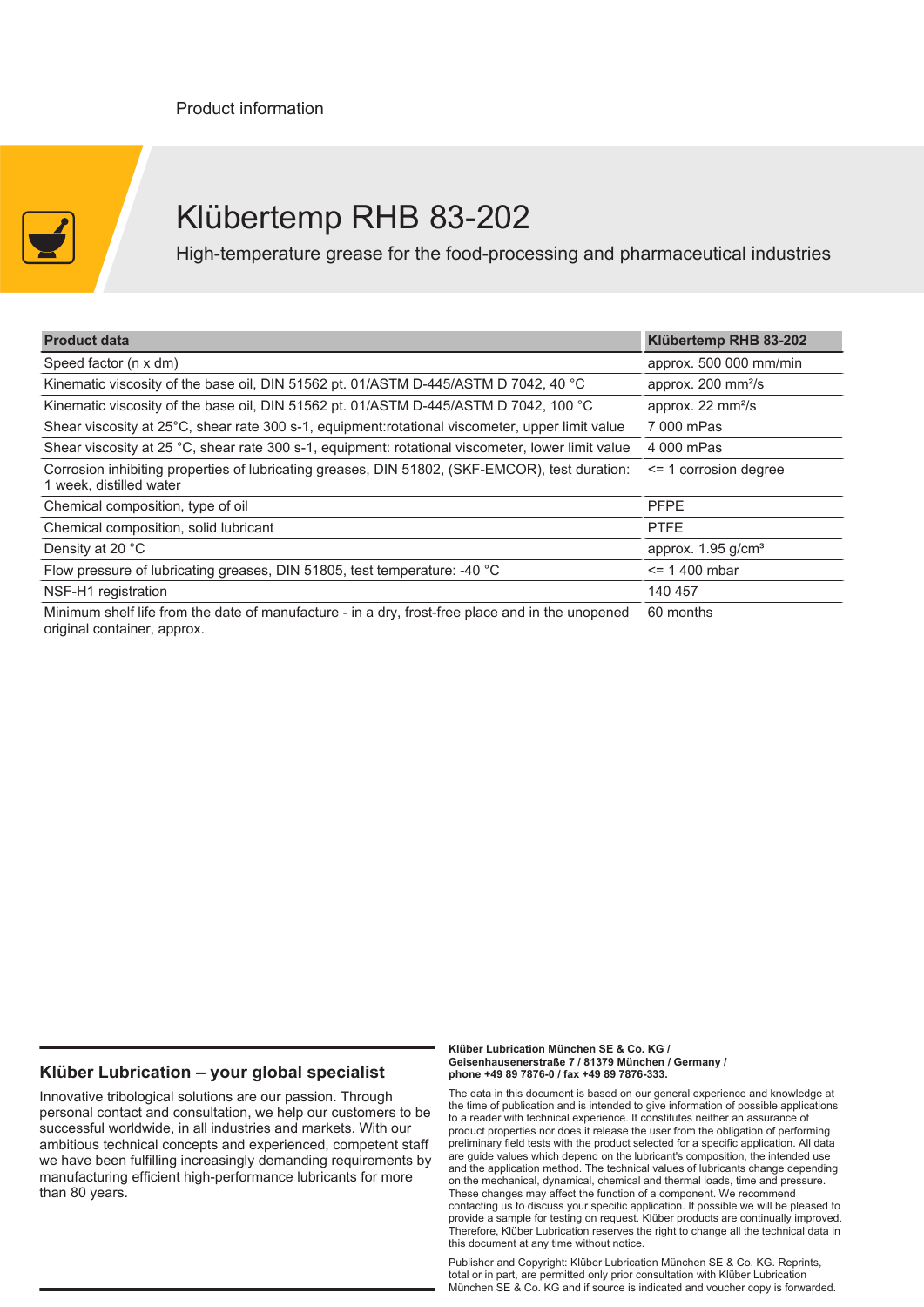Product information

# Klübertemp RHB 83-202

High-temperature grease for the food-processing and pharmaceutical industries

| Product data | Klübertemp RHB 83-202 |
|---|---|
| Speed factor (n x dm) | approx. 500 000 mm/min |
| Kinematic viscosity of the base oil, DIN 51562 pt. 01/ASTM D-445/ASTM D 7042, 40 °C | approx. 200 mm²/s |
| Kinematic viscosity of the base oil, DIN 51562 pt. 01/ASTM D-445/ASTM D 7042, 100 °C | approx. 22 mm²/s |
| Shear viscosity at 25°C, shear rate 300 s-1, equipment:rotational viscometer, upper limit value | 7 000 mPas |
| Shear viscosity at 25 °C, shear rate 300 s-1, equipment: rotational viscometer, lower limit value | 4 000 mPas |
| Corrosion inhibiting properties of lubricating greases, DIN 51802, (SKF-EMCOR), test duration: 1 week, distilled water | <= 1 corrosion degree |
| Chemical composition, type of oil | PFPE |
| Chemical composition, solid lubricant | PTFE |
| Density at 20 °C | approx. 1.95 g/cm³ |
| Flow pressure of lubricating greases, DIN 51805, test temperature: -40 °C | <= 1 400 mbar |
| NSF-H1 registration | 140 457 |
| Minimum shelf life from the date of manufacture - in a dry, frost-free place and in the unopened original container, approx. | 60 months |

## Klüber Lubrication – your global specialist

Innovative tribological solutions are our passion. Through personal contact and consultation, we help our customers to be successful worldwide, in all industries and markets. With our ambitious technical concepts and experienced, competent staff we have been fulfilling increasingly demanding requirements by manufacturing efficient high-performance lubricants for more than 80 years.

**Klüber Lubrication München SE & Co. KG / Geisenhausenerstraße 7 / 81379 München / Germany / phone +49 89 7876-0 / fax +49 89 7876-333.**

The data in this document is based on our general experience and knowledge at the time of publication and is intended to give information of possible applications to a reader with technical experience. It constitutes neither an assurance of product properties nor does it release the user from the obligation of performing preliminary field tests with the product selected for a specific application. All data are guide values which depend on the lubricant's composition, the intended use and the application method. The technical values of lubricants change depending on the mechanical, dynamical, chemical and thermal loads, time and pressure. These changes may affect the function of a component. We recommend contacting us to discuss your specific application. If possible we will be pleased to provide a sample for testing on request. Klüber products are continually improved. Therefore, Klüber Lubrication reserves the right to change all the technical data in this document at any time without notice.

Publisher and Copyright: Klüber Lubrication München SE & Co. KG. Reprints, total or in part, are permitted only prior consultation with Klüber Lubrication München SE & Co. KG and if source is indicated and voucher copy is forwarded.